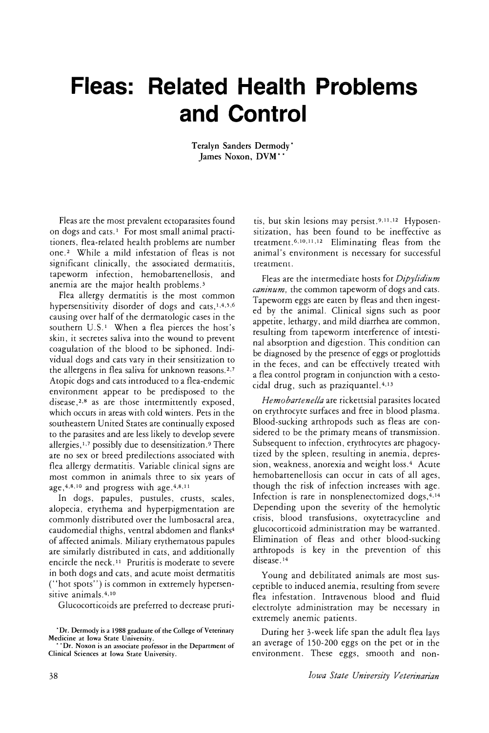# Fleas: Related Health Problems and Control

Teralyn Sanders Dermody*
James Noxon, DVM**

Fleas are the most prevalent ectoparasites found on dogs and cats.[1] For most small animal practitioners, flea-related health problems are number one.[2] While a mild infestation of fleas is not significant clinically, the associated dermatitis, tapeworm infection, hemobartenellosis, and anemia are the major health problems.[3]

Flea allergy dermatitis is the most common hypersensitivity disorder of dogs and cats,[1,4,5,6] causing over half of the dermatologic cases in the southern U.S.[1] When a flea pierces the host's skin, it secretes saliva into the wound to prevent coagulation of the blood to be siphoned. Individual dogs and cats vary in their sensitization to the allergens in flea saliva for unknown reasons.[2,7] Atopic dogs and cats introduced to a flea-endemic environment appear to be predisposed to the disease,[2,8] as are those intermittently exposed, which occurs in areas with cold winters. Pets in the southeastern United States are continually exposed to the parasites and are less likely to develop severe allergies,[1,7] possibly due to desensitization.[9] There are no sex or breed predilections associated with flea allergy dermatitis. Variable clinical signs are most common in animals three to six years of age,[4,8,10] and progress with age.[4,8,11]

In dogs, papules, pustules, crusts, scales, alopecia, erythema and hyperpigmentation are commonly distributed over the lumbosacral area, caudomedial thighs, ventral abdomen and flanks[4] of affected animals. Miliary erythematous papules are similarly distributed in cats, and additionally encircle the neck.[11] Pruritis is moderate to severe in both dogs and cats, and acute moist dermatitis ("hot spots") is common in extremely hypersensitive animals.[4,10]

Glucocorticoids are preferred to decrease pruritis, but skin lesions may persist.[9,11,12] Hyposensitization, has been found to be ineffective as treatment.[6,10,11,12] Eliminating fleas from the animal's environment is necessary for successful treatment.

Fleas are the intermediate hosts for *Dipylidium caninum*, the common tapeworm of dogs and cats. Tapeworm eggs are eaten by fleas and then ingested by the animal. Clinical signs such as poor appetite, lethargy, and mild diarrhea are common, resulting from tapeworm interference of intestinal absorption and digestion. This condition can be diagnosed by the presence of eggs or proglottids in the feces, and can be effectively treated with a flea control program in conjunction with a cestocidal drug, such as praziquantel.[4,13]

*Hemobartenella* are rickettsial parasites located on erythrocyte surfaces and free in blood plasma. Blood-sucking arthropods such as fleas are considered to be the primary means of transmission. Subsequent to infection, erythrocytes are phagocytized by the spleen, resulting in anemia, depression, weakness, anorexia and weight loss.[4] Acute hemobartenellosis can occur in cats of all ages, though the risk of infection increases with age. Infection is rare in nonsplenectomized dogs,[4,14] Depending upon the severity of the hemolytic crisis, blood transfusions, oxytetracycline and glucocorticoid administration may be warranted. Elimination of fleas and other blood-sucking arthropods is key in the prevention of this disease.[14]

Young and debilitated animals are most susceptible to induced anemia, resulting from severe flea infestation. Intravenous blood and fluid electrolyte administration may be necessary in extremely anemic patients.

During her 3-week life span the adult flea lays an average of 150-200 eggs on the pet or in the environment. These eggs, smooth and non-

*Dr. Dermody is a 1988 graduate of the College of Veterinary Medicine at Iowa State University.
**Dr. Noxon is an associate professor in the Department of Clinical Sciences at Iowa State University.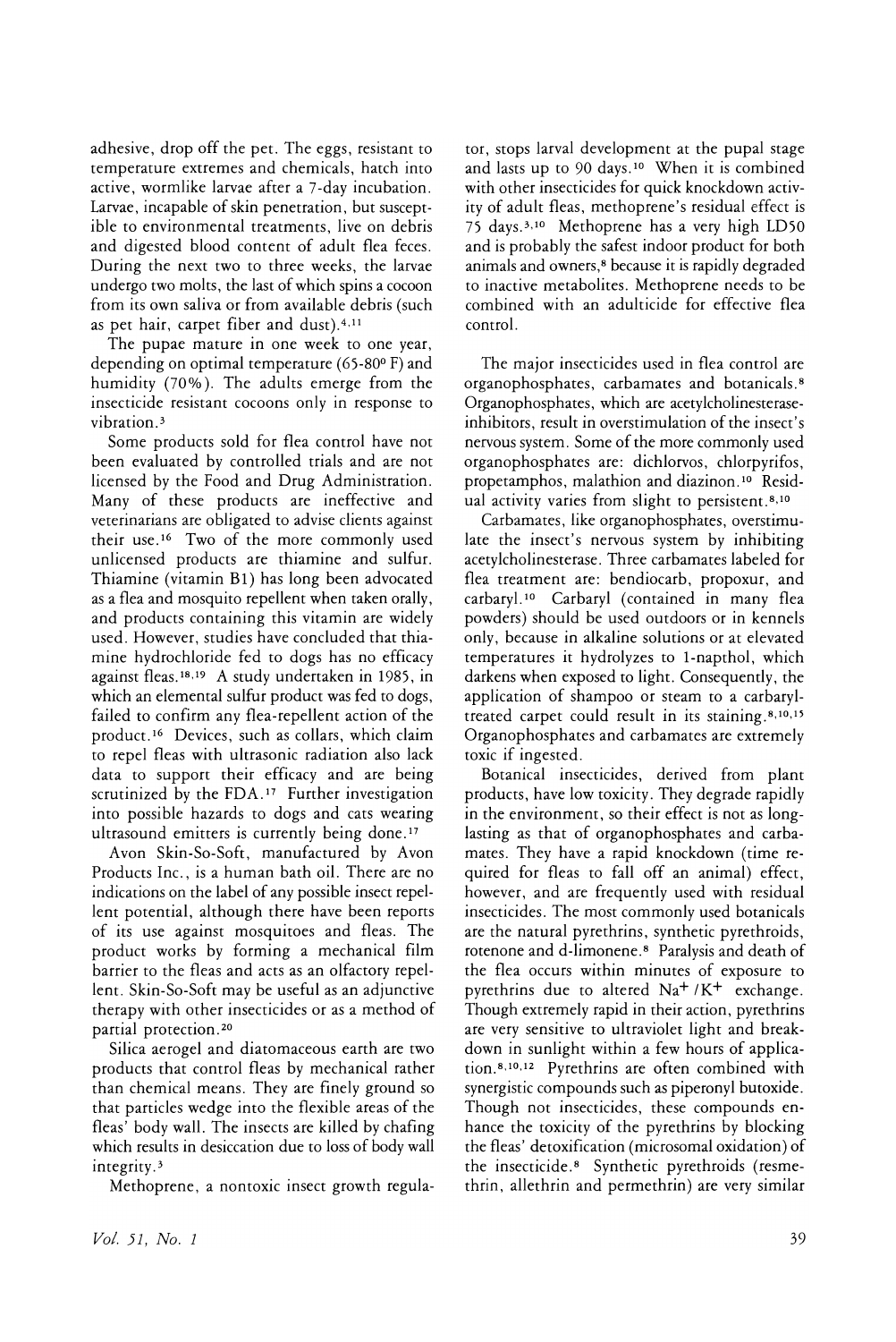adhesive, drop off the pet. The eggs, resistant to temperature extremes and chemicals, hatch into active, wormlike larvae after a 7-day incubation. Larvae, incapable of skin penetration, but susceptible to environmental treatments, live on debris and digested blood content of adult flea feces. During the next two to three weeks, the larvae undergo two molts, the last of which spins a cocoon from its own saliva or from available debris (such as pet hair, carpet fiber and dust).[4,11]

The pupae mature in one week to one year, depending on optimal temperature (65-80° F) and humidity (70%). The adults emerge from the insecticide resistant cocoons only in response to vibration.[3]

Some products sold for flea control have not been evaluated by controlled trials and are not licensed by the Food and Drug Administration. Many of these products are ineffective and veterinarians are obligated to advise clients against their use.[16] Two of the more commonly used unlicensed products are thiamine and sulfur. Thiamine (vitamin B1) has long been advocated as a flea and mosquito repellent when taken orally, and products containing this vitamin are widely used. However, studies have concluded that thiamine hydrochloride fed to dogs has no efficacy against fleas.[18,19] A study undertaken in 1985, in which an elemental sulfur product was fed to dogs, failed to confirm any flea-repellent action of the product.[16] Devices, such as collars, which claim to repel fleas with ultrasonic radiation also lack data to support their efficacy and are being scrutinized by the FDA.[17] Further investigation into possible hazards to dogs and cats wearing ultrasound emitters is currently being done.[17]

Avon Skin-So-Soft, manufactured by Avon Products Inc., is a human bath oil. There are no indications on the label of any possible insect repellent potential, although there have been reports of its use against mosquitoes and fleas. The product works by forming a mechanical film barrier to the fleas and acts as an olfactory repellent. Skin-So-Soft may be useful as an adjunctive therapy with other insecticides or as a method of partial protection.[20]

Silica aerogel and diatomaceous earth are two products that control fleas by mechanical rather than chemical means. They are finely ground so that particles wedge into the flexible areas of the fleas' body wall. The insects are killed by chafing which results in desiccation due to loss of body wall integrity.[3]

Methoprene, a nontoxic insect growth regulator, stops larval development at the pupal stage and lasts up to 90 days.[10] When it is combined with other insecticides for quick knockdown activity of adult fleas, methoprene's residual effect is 75 days.[3,10] Methoprene has a very high LD50 and is probably the safest indoor product for both animals and owners,[8] because it is rapidly degraded to inactive metabolites. Methoprene needs to be combined with an adulticide for effective flea control.

The major insecticides used in flea control are organophosphates, carbamates and botanicals.[8] Organophosphates, which are acetylcholinesterase-inhibitors, result in overstimulation of the insect's nervous system. Some of the more commonly used organophosphates are: dichlorvos, chlorpyrifos, propetamphos, malathion and diazinon.[10] Residual activity varies from slight to persistent.[8,10]

Carbamates, like organophosphates, overstimulate the insect's nervous system by inhibiting acetylcholinesterase. Three carbamates labeled for flea treatment are: bendiocarb, propoxur, and carbaryl.[10] Carbaryl (contained in many flea powders) should be used outdoors or in kennels only, because in alkaline solutions or at elevated temperatures it hydrolyzes to 1-napthol, which darkens when exposed to light. Consequently, the application of shampoo or steam to a carbaryl-treated carpet could result in its staining.[8,10,15] Organophosphates and carbamates are extremely toxic if ingested.

Botanical insecticides, derived from plant products, have low toxicity. They degrade rapidly in the environment, so their effect is not as long-lasting as that of organophosphates and carbamates. They have a rapid knockdown (time required for fleas to fall off an animal) effect, however, and are frequently used with residual insecticides. The most commonly used botanicals are the natural pyrethrins, synthetic pyrethroids, rotenone and d-limonene.[8] Paralysis and death of the flea occurs within minutes of exposure to pyrethrins due to altered $Na^+/K^+$ exchange. Though extremely rapid in their action, pyrethrins are very sensitive to ultraviolet light and breakdown in sunlight within a few hours of application.[8,10,12] Pyrethrins are often combined with synergistic compounds such as piperonyl butoxide. Though not insecticides, these compounds enhance the toxicity of the pyrethrins by blocking the fleas' detoxification (microsomal oxidation) of the insecticide.[8] Synthetic pyrethroids (resmethrin, allethrin and permethrin) are very similar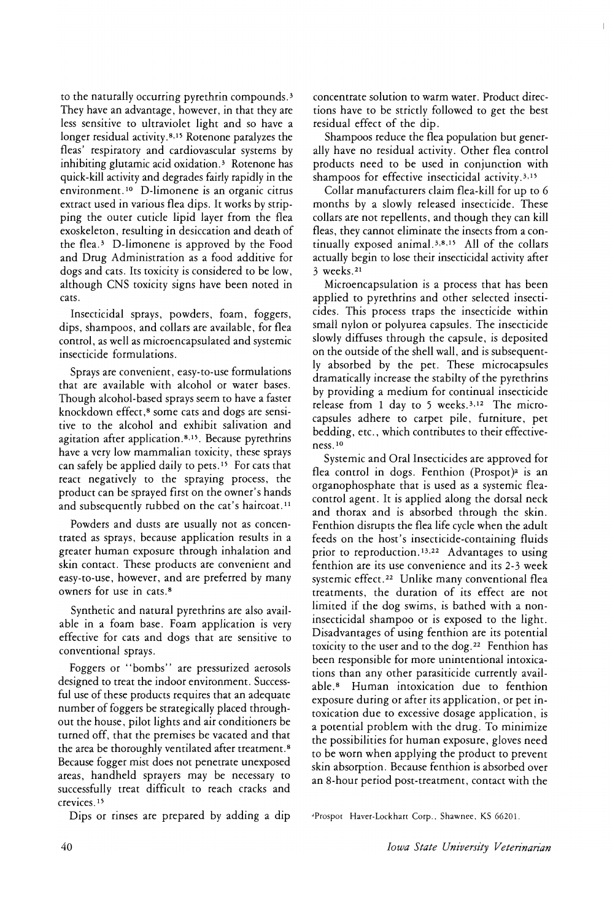to the naturally occurring pyrethrin compounds.[3] They have an advantage, however, in that they are less sensitive to ultraviolet light and so have a longer residual activity.[8,15] Rotenone paralyzes the fleas' respiratory and cardiovascular systems by inhibiting glutamic acid oxidation.[3] Rotenone has quick-kill activity and degrades fairly rapidly in the environment.[10] D-limonene is an organic citrus extract used in various flea dips. It works by stripping the outer cuticle lipid layer from the flea exoskeleton, resulting in desiccation and death of the flea.[3] D-limonene is approved by the Food and Drug Administration as a food additive for dogs and cats. Its toxicity is considered to be low, although CNS toxicity signs have been noted in cats.

Insecticidal sprays, powders, foam, foggers, dips, shampoos, and collars are available, for flea control, as well as microencapsulated and systemic insecticide formulations.

Sprays are convenient, easy-to-use formulations that are available with alcohol or water bases. Though alcohol-based sprays seem to have a faster knockdown effect,[8] some cats and dogs are sensitive to the alcohol and exhibit salivation and agitation after application.[8,15]. Because pyrethrins have a very low mammalian toxicity, these sprays can safely be applied daily to pets.[15] For cats that react negatively to the spraying process, the product can be sprayed first on the owner's hands and subsequently rubbed on the cat's haircoat.[11]

Powders and dusts are usually not as concentrated as sprays, because application results in a greater human exposure through inhalation and skin contact. These products are convenient and easy-to-use, however, and are preferred by many owners for use in cats.[8]

Synthetic and natural pyrethrins are also available in a foam base. Foam application is very effective for cats and dogs that are sensitive to conventional sprays.

Foggers or "bombs" are pressurized aerosols designed to treat the indoor environment. Successful use of these products requires that an adequate number of foggers be strategically placed throughout the house, pilot lights and air conditioners be turned off, that the premises be vacated and that the area be thoroughly ventilated after treatment.[8] Because fogger mist does not penetrate unexposed areas, handheld sprayers may be necessary to successfully treat difficult to reach cracks and crevices.[15]

Dips or rinses are prepared by adding a dip concentrate solution to warm water. Product directions have to be strictly followed to get the best residual effect of the dip.

Shampoos reduce the flea population but generally have no residual activity. Other flea control products need to be used in conjunction with shampoos for effective insecticidal activity.[3,15]

Collar manufacturers claim flea-kill for up to 6 months by a slowly released insecticide. These collars are not repellents, and though they can kill fleas, they cannot eliminate the insects from a continually exposed animal.[3,8,15] All of the collars actually begin to lose their insecticidal activity after 3 weeks.[21]

Microencapsulation is a process that has been applied to pyrethrins and other selected insecticides. This process traps the insecticide within small nylon or polyurea capsules. The insecticide slowly diffuses through the capsule, is deposited on the outside of the shell wall, and is subsequently absorbed by the pet. These microcapsules dramatically increase the stabilty of the pyrethrins by providing a medium for continual insecticide release from 1 day to 5 weeks.[3,12] The microcapsules adhere to carpet pile, furniture, pet bedding, etc., which contributes to their effectiveness.[10]

Systemic and Oral Insecticides are approved for flea control in dogs. Fenthion (Prospot)[a] is an organophosphate that is used as a systemic flea-control agent. It is applied along the dorsal neck and thorax and is absorbed through the skin. Fenthion disrupts the flea life cycle when the adult feeds on the host's insecticide-containing fluids prior to reproduction.[13,22] Advantages to using fenthion are its use convenience and its 2-3 week systemic effect.[22] Unlike many conventional flea treatments, the duration of its effect are not limited if the dog swims, is bathed with a non-insecticidal shampoo or is exposed to the light. Disadvantages of using fenthion are its potential toxicity to the user and to the dog.[22] Fenthion has been responsible for more unintentional intoxications than any other parasiticide currently available.[8] Human intoxication due to fenthion exposure during or after its application, or pet intoxication due to excessive dosage application, is a potential problem with the drug. To minimize the possibilities for human exposure, gloves need to be worn when applying the product to prevent skin absorption. Because fenthion is absorbed over an 8-hour period post-treatment, contact with the

[a]Prospot Haver-Lockhart Corp., Shawnee, KS 66201.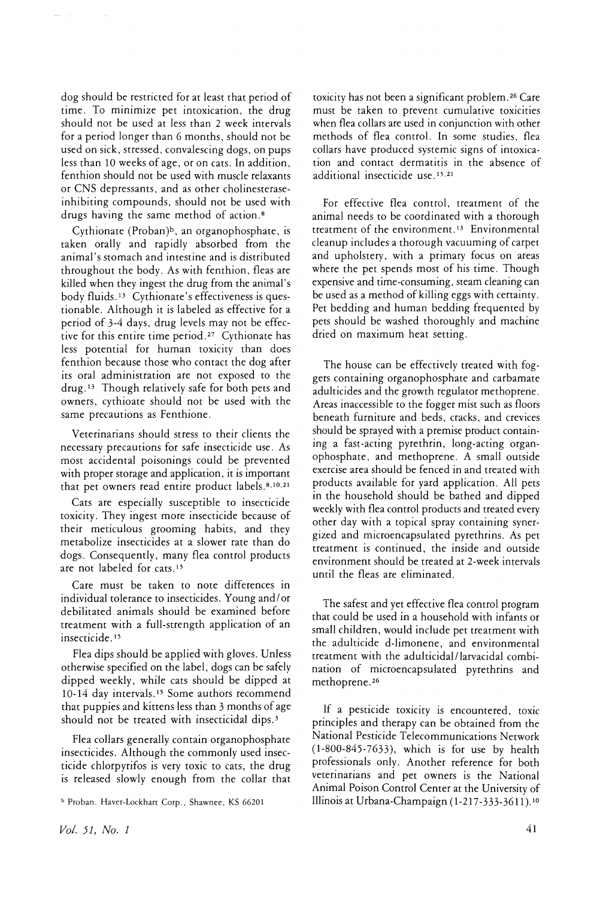dog should be restricted for at least that period of time. To minimize pet intoxication, the drug should not be used at less than 2 week intervals for a period longer than 6 months, should not be used on sick, stressed, convalescing dogs, on pups less than 10 weeks of age, or on cats. In addition, fenthion should not be used with muscle relaxants or CNS depressants, and as other cholinesterase-inhibiting compounds, should not be used with drugs having the same method of action.[8]

Cythionate (Proban)[b], an organophosphate, is taken orally and rapidly absorbed from the animal's stomach and intestine and is distributed throughout the body. As with fenthion, fleas are killed when they ingest the drug from the animal's body fluids.[13] Cythionate's effectiveness is questionable. Although it is labeled as effective for a period of 3-4 days, drug levels may not be effective for this entire time period.[27] Cythionate has less potential for human toxicity than does fenthion because those who contact the dog after its oral administration are not exposed to the drug.[13] Though relatively safe for both pets and owners, cythioate should not be used with the same precautions as Fenthione.

Veterinarians should stress to their clients the necessary precautions for safe insecticide use. As most accidental poisonings could be prevented with proper storage and application, it is important that pet owners read entire product labels.[8,10,21]

Cats are especially susceptible to insecticide toxicity. They ingest more insecticide because of their meticulous grooming habits, and they metabolize insecticides at a slower rate than do dogs. Consequently, many flea control products are not labeled for cats.[15]

Care must be taken to note differences in individual tolerance to insecticides. Young and/or debilitated animals should be examined before treatment with a full-strength application of an insecticide.[15]

Flea dips should be applied with gloves. Unless otherwise specified on the label, dogs can be safely dipped weekly, while cats should be dipped at 10-14 day intervals.[15] Some authors recommend that puppies and kittens less than 3 months of age should not be treated with insecticidal dips.[3]

Flea collars generally contain organophosphate insecticides. Although the commonly used insecticide chlorpyrifos is very toxic to cats, the drug is released slowly enough from the collar that toxicity has not been a significant problem.[26] Care must be taken to prevent cumulative toxicities when flea collars are used in conjunction with other methods of flea control. In some studies, flea collars have produced systemic signs of intoxication and contact dermatitis in the absence of additional insecticide use.[15,21]

For effective flea control, treatment of the animal needs to be coordinated with a thorough treatment of the environment.[13] Environmental cleanup includes a thorough vacuuming of carpet and upholstery, with a primary focus on areas where the pet spends most of his time. Though expensive and time-consuming, steam cleaning can be used as a method of killing eggs with certainty. Pet bedding and human bedding frequented by pets should be washed thoroughly and machine dried on maximum heat setting.

The house can be effectively treated with foggers containing organophosphate and carbamate adulticides and the growth regulator methoprene. Areas inaccessible to the fogger mist such as floors beneath furniture and beds, cracks, and crevices should be sprayed with a premise product containing a fast-acting pyrethrin, long-acting organophosphate, and methoprene. A small outside exercise area should be fenced in and treated with products available for yard application. All pets in the household should be bathed and dipped weekly with flea control products and treated every other day with a topical spray containing synergized and microencapsulated pyrethrins. As pet treatment is continued, the inside and outside environment should be treated at 2-week intervals until the fleas are eliminated.

The safest and yet effective flea control program that could be used in a household with infants or small children, would include pet treatment with the adulticide d-limonene, and environmental treatment with the adulticidal/larvacidal combination of microencapsulated pyrethrins and methoprene.[26]

If a pesticide toxicity is encountered, toxic principles and therapy can be obtained from the National Pesticide Telecommunications Network (1-800-845-7633), which is for use by health professionals only. Another reference for both veterinarians and pet owners is the National Animal Poison Control Center at the University of Illinois at Urbana-Champaign (1-217-333-3611).[10]

[b] Proban. Haver-Lockhart Corp., Shawnee, KS 66201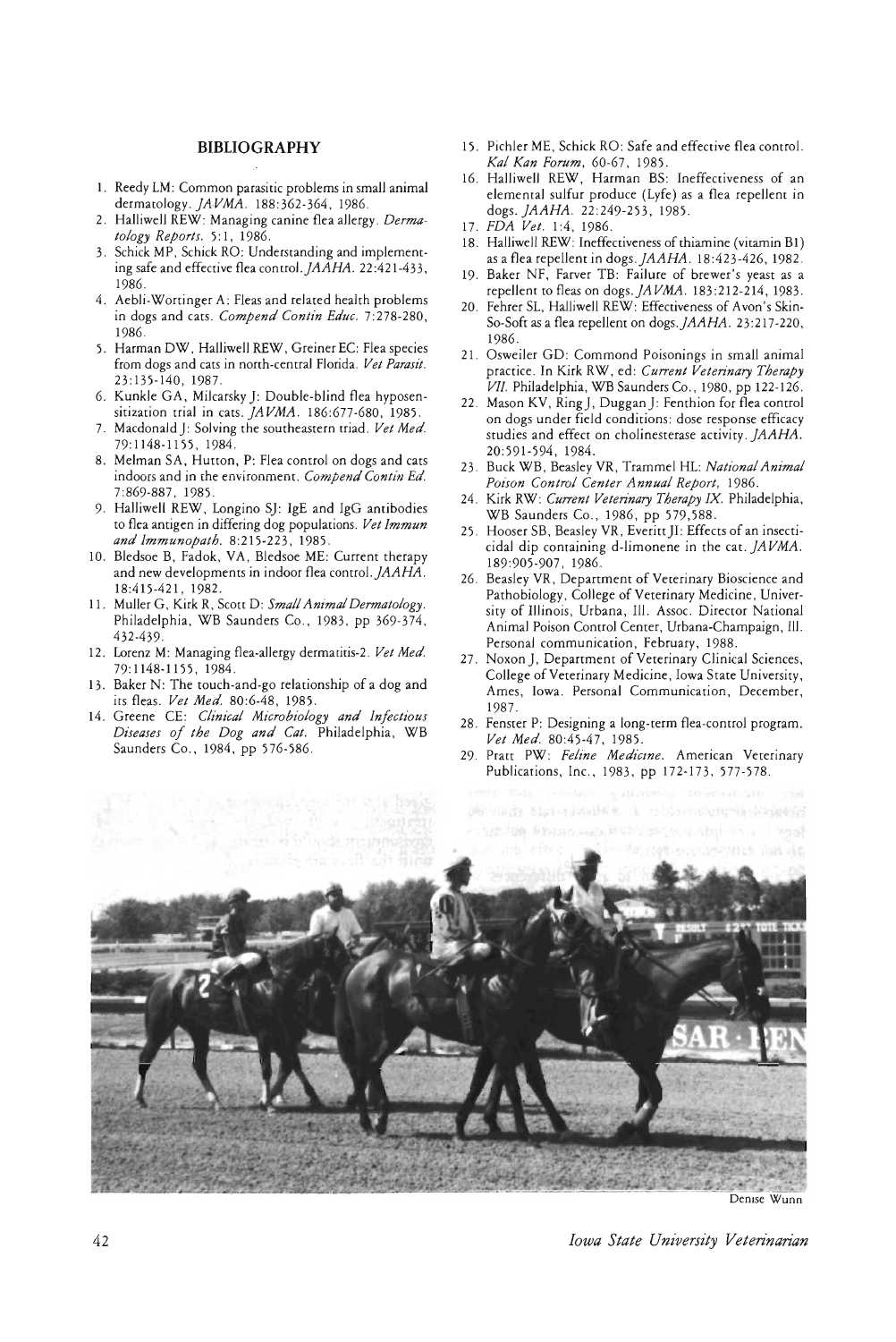## BIBLIOGRAPHY

1. Reedy LM: Common parasitic problems in small animal dermatology. *JAVMA*. 188:362-364, 1986.
2. Halliwell REW: Managing canine flea allergy. *Dermatology Reports*. 5:1, 1986.
3. Schick MP, Schick RO: Understanding and implementing safe and effective flea control. *JAAHA*. 22:421-433, 1986.
4. Aebli-Wortinger A: Fleas and related health problems in dogs and cats. *Compend Contin Educ*. 7:278-280, 1986.
5. Harman DW, Halliwell REW, Greiner EC: Flea species from dogs and cats in north-central Florida. *Vet Parasit*. 23:135-140, 1987.
6. Kunkle GA, Milcarsky J: Double-blind flea hyposensitization trial in cats. *JAVMA*. 186:677-680, 1985.
7. Macdonald J: Solving the southeastern triad. *Vet Med*. 79:1148-1155, 1984.
8. Melman SA, Hutton, P: Flea control on dogs and cats indoors and in the environment. *Compend Contin Ed*. 7:869-887, 1985.
9. Halliwell REW, Longino SJ: IgE and IgG antibodies to flea antigen in differing dog populations. *Vet Immun and Immunopath*. 8:215-223, 1985.
10. Bledsoe B, Fadok, VA, Bledsoe ME: Current therapy and new developments in indoor flea control. *JAAHA*. 18:415-421, 1982.
11. Muller G, Kirk R, Scott D: *Small Animal Dermatology*. Philadelphia, WB Saunders Co., 1983, pp 369-374, 432-439.
12. Lorenz M: Managing flea-allergy dermatitis-2. *Vet Med*. 79:1148-1155, 1984.
13. Baker N: The touch-and-go relationship of a dog and its fleas. *Vet Med*. 80:6-48, 1985.
14. Greene CE: *Clinical Microbiology and Infectious Diseases of the Dog and Cat*. Philadelphia, WB Saunders Co., 1984, pp 576-586.
15. Pichler ME, Schick RO: Safe and effective flea control. *Kal Kan Forum*, 60-67, 1985.
16. Halliwell REW, Harman BS: Ineffectiveness of an elemental sulfur produce (Lyfe) as a flea repellent in dogs. *JAAHA*. 22:249-253, 1985.
17. *FDA Vet*. 1:4, 1986.
18. Halliwell REW: Ineffectiveness of thiamine (vitamin B1) as a flea repellent in dogs. *JAAHA*. 18:423-426, 1982.
19. Baker NF, Farver TB: Failure of brewer's yeast as a repellent to fleas on dogs. *JAVMA*. 183:212-214, 1983.
20. Fehrer SL, Halliwell REW: Effectiveness of Avon's Skin-So-Soft as a flea repellent on dogs. *JAAHA*. 23:217-220, 1986.
21. Osweiler GD: Commond Poisonings in small animal practice. In Kirk RW, ed: *Current Veterinary Therapy VII*. Philadelphia, WB Saunders Co., 1980, pp 122-126.
22. Mason KV, Ring J, Duggan J: Fenthion for flea control on dogs under field conditions: dose response efficacy studies and effect on cholinesterase activity. *JAAHA*. 20:591-594, 1984.
23. Buck WB, Beasley VR, Trammel HL: *National Animal Poison Control Center Annual Report*, 1986.
24. Kirk RW: *Current Veterinary Therapy IX*. Philadelphia, WB Saunders Co., 1986, pp 579,588.
25. Hooser SB, Beasley VR, Everitt JI: Effects of an insecticidal dip containing d-limonene in the cat. *JAVMA*. 189:905-907, 1986.
26. Beasley VR, Department of Veterinary Bioscience and Pathobiology, College of Veterinary Medicine, University of Illinois, Urbana, Ill. Assoc. Director National Animal Poison Control Center, Urbana-Champaign, Ill. Personal communication, February, 1988.
27. Noxon J, Department of Veterinary Clinical Sciences, College of Veterinary Medicine, Iowa State University, Ames, Iowa. Personal Communication, December, 1987.
28. Fenster P: Designing a long-term flea-control program. *Vet Med*. 80:45-47, 1985.
29. Pratt PW: *Feline Medicine*. American Veterinary Publications, Inc., 1983, pp 172-173, 577-578.

Denise Wunn